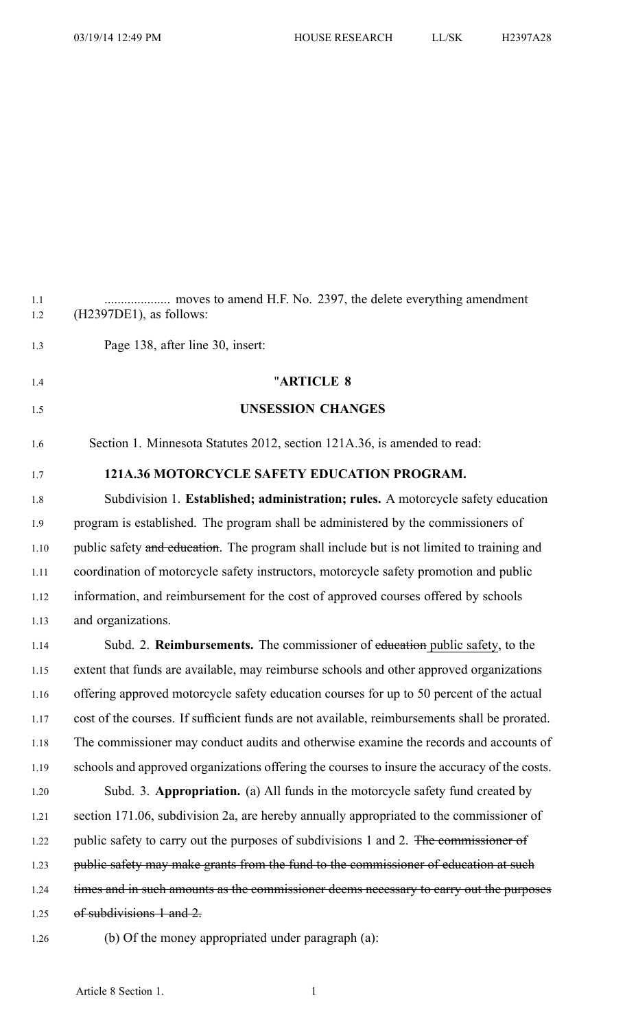.................... moves to amend H.F. No. 2397, the delete everything amendment (H2397DE1), as follows:

Page 138, after line 30, insert:

"**ARTICLE 8**

**UNSESSION CHANGES**

Section 1. Minnesota Statutes 2012, section 121A.36, is amended to read:

**121A.36 MOTORCYCLE SAFETY EDUCATION PROGRAM.**

Subdivision 1. **Established; administration; rules.** A motorcycle safety education program is established. The program shall be administered by the commissioners of public safety ~~and education~~. The program shall include but is not limited to training and coordination of motorcycle safety instructors, motorcycle safety promotion and public information, and reimbursement for the cost of approved courses offered by schools and organizations.

Subd. 2. **Reimbursements.** The commissioner of ~~education~~ <u>public safety</u>, to the extent that funds are available, may reimburse schools and other approved organizations offering approved motorcycle safety education courses for up to 50 percent of the actual cost of the courses. If sufficient funds are not available, reimbursements shall be prorated. The commissioner may conduct audits and otherwise examine the records and accounts of schools and approved organizations offering the courses to insure the accuracy of the costs.

Subd. 3. **Appropriation.** (a) All funds in the motorcycle safety fund created by section 171.06, subdivision 2a, are hereby annually appropriated to the commissioner of public safety to carry out the purposes of subdivisions 1 and 2. ~~The commissioner of public safety may make grants from the fund to the commissioner of education at such times and in such amounts as the commissioner deems necessary to carry out the purposes of subdivisions 1 and 2.~~

(b) Of the money appropriated under paragraph (a):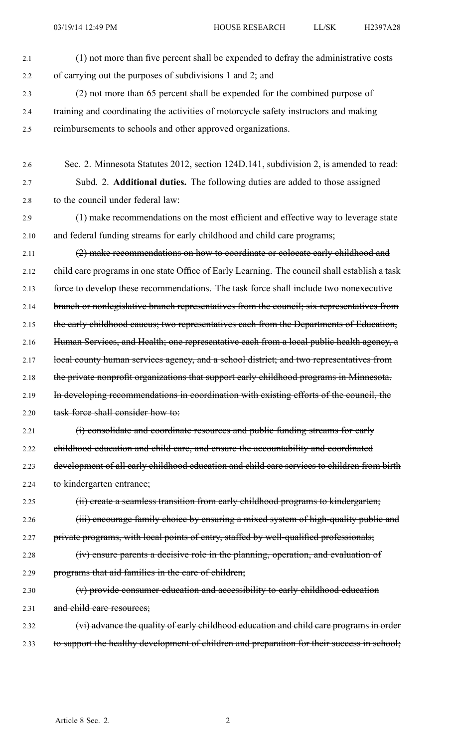(1) not more than five percent shall be expended to defray the administrative costs of carrying out the purposes of subdivisions 1 and 2; and

(2) not more than 65 percent shall be expended for the combined purpose of training and coordinating the activities of motorcycle safety instructors and making reimbursements to schools and other approved organizations.

Sec. 2. Minnesota Statutes 2012, section 124D.141, subdivision 2, is amended to read:

Subd. 2. **Additional duties.** The following duties are added to those assigned to the council under federal law:

(1) make recommendations on the most efficient and effective way to leverage state and federal funding streams for early childhood and child care programs;

~~(2) make recommendations on how to coordinate or colocate early childhood and child care programs in one state Office of Early Learning. The council shall establish a task force to develop these recommendations. The task force shall include two nonexecutive branch or nonlegislative branch representatives from the council; six representatives from the early childhood caucus; two representatives each from the Departments of Education, Human Services, and Health; one representative each from a local public health agency, a local county human services agency, and a school district; and two representatives from the private nonprofit organizations that support early childhood programs in Minnesota. In developing recommendations in coordination with existing efforts of the council, the task force shall consider how to:~~

~~(i) consolidate and coordinate resources and public funding streams for early childhood education and child care, and ensure the accountability and coordinated development of all early childhood education and child care services to children from birth to kindergarten entrance;~~

~~(ii) create a seamless transition from early childhood programs to kindergarten;~~

~~(iii) encourage family choice by ensuring a mixed system of high-quality public and private programs, with local points of entry, staffed by well-qualified professionals;~~

~~(iv) ensure parents a decisive role in the planning, operation, and evaluation of programs that aid families in the care of children;~~

~~(v) provide consumer education and accessibility to early childhood education and child care resources;~~

~~(vi) advance the quality of early childhood education and child care programs in order to support the healthy development of children and preparation for their success in school;~~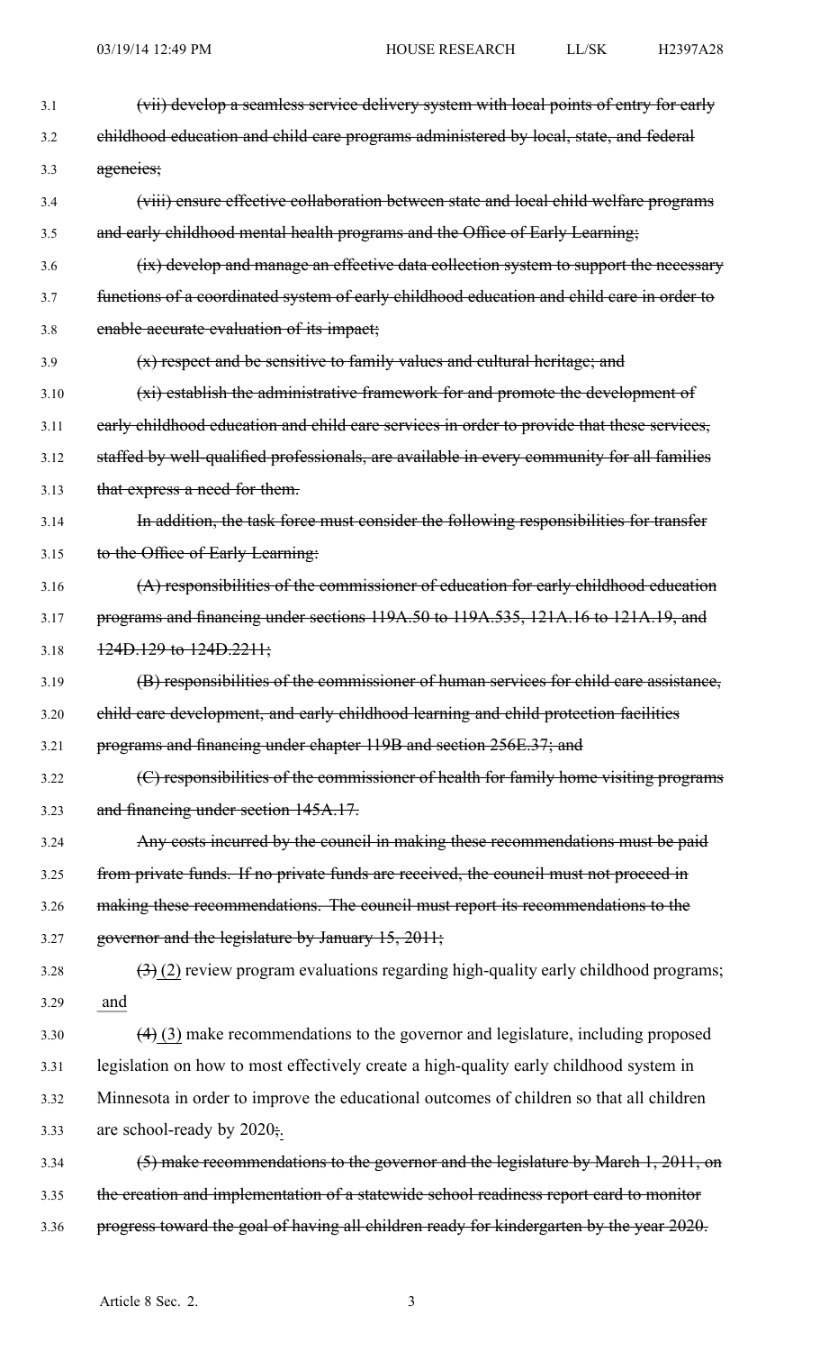~~(vii) develop a seamless service delivery system with local points of entry for early childhood education and child care programs administered by local, state, and federal agencies;~~

~~(viii) ensure effective collaboration between state and local child welfare programs and early childhood mental health programs and the Office of Early Learning;~~

~~(ix) develop and manage an effective data collection system to support the necessary functions of a coordinated system of early childhood education and child care in order to enable accurate evaluation of its impact;~~

~~(x) respect and be sensitive to family values and cultural heritage; and~~

~~(xi) establish the administrative framework for and promote the development of early childhood education and child care services in order to provide that these services, staffed by well-qualified professionals, are available in every community for all families that express a need for them.~~

~~In addition, the task force must consider the following responsibilities for transfer to the Office of Early Learning:~~

~~(A) responsibilities of the commissioner of education for early childhood education programs and financing under sections 119A.50 to 119A.535, 121A.16 to 121A.19, and 124D.129 to 124D.2211;~~

~~(B) responsibilities of the commissioner of human services for child care assistance, child care development, and early childhood learning and child protection facilities programs and financing under chapter 119B and section 256E.37; and~~

~~(C) responsibilities of the commissioner of health for family home visiting programs and financing under section 145A.17.~~

~~Any costs incurred by the council in making these recommendations must be paid from private funds. If no private funds are received, the council must not proceed in making these recommendations. The council must report its recommendations to the governor and the legislature by January 15, 2011;~~

~~(3)~~ (2) review program evaluations regarding high-quality early childhood programs; and

~~(4)~~ (3) make recommendations to the governor and legislature, including proposed legislation on how to most effectively create a high-quality early childhood system in Minnesota in order to improve the educational outcomes of children so that all children are school-ready by 2020~~;~~.

~~(5) make recommendations to the governor and the legislature by March 1, 2011, on the creation and implementation of a statewide school readiness report card to monitor progress toward the goal of having all children ready for kindergarten by the year 2020.~~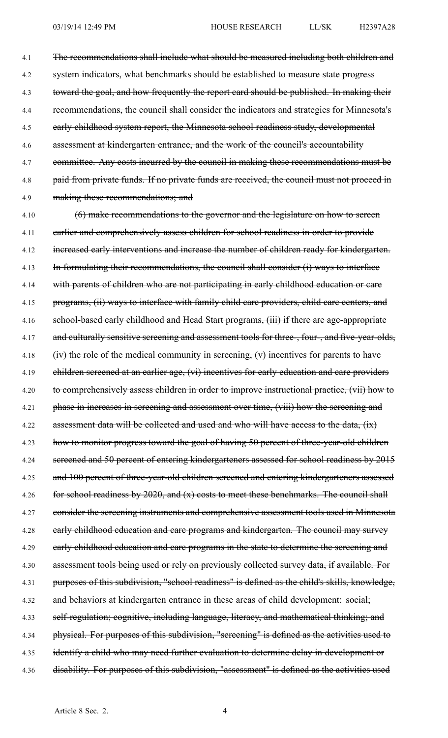4.1 ~~The recommendations shall include what should be measured including both children and~~
4.2 ~~system indicators, what benchmarks should be established to measure state progress~~
4.3 ~~toward the goal, and how frequently the report card should be published. In making their~~
4.4 ~~recommendations, the council shall consider the indicators and strategies for Minnesota's~~
4.5 ~~early childhood system report, the Minnesota school readiness study, developmental~~
4.6 ~~assessment at kindergarten entrance, and the work of the council's accountability~~
4.7 ~~committee. Any costs incurred by the council in making these recommendations must be~~
4.8 ~~paid from private funds. If no private funds are received, the council must not proceed in~~
4.9 ~~making these recommendations; and~~

4.10 ~~(6) make recommendations to the governor and the legislature on how to screen~~
4.11 ~~earlier and comprehensively assess children for school readiness in order to provide~~
4.12 ~~increased early interventions and increase the number of children ready for kindergarten.~~
4.13 ~~In formulating their recommendations, the council shall consider (i) ways to interface~~
4.14 ~~with parents of children who are not participating in early childhood education or care~~
4.15 ~~programs, (ii) ways to interface with family child care providers, child care centers, and~~
4.16 ~~school-based early childhood and Head Start programs, (iii) if there are age-appropriate~~
4.17 ~~and culturally sensitive screening and assessment tools for three-, four-, and five-year-olds,~~
4.18 ~~(iv) the role of the medical community in screening, (v) incentives for parents to have~~
4.19 ~~children screened at an earlier age, (vi) incentives for early education and care providers~~
4.20 ~~to comprehensively assess children in order to improve instructional practice, (vii) how to~~
4.21 ~~phase in increases in screening and assessment over time, (viii) how the screening and~~
4.22 ~~assessment data will be collected and used and who will have access to the data, (ix)~~
4.23 ~~how to monitor progress toward the goal of having 50 percent of three-year-old children~~
4.24 ~~screened and 50 percent of entering kindergarteners assessed for school readiness by 2015~~
4.25 ~~and 100 percent of three-year-old children screened and entering kindergarteners assessed~~
4.26 ~~for school readiness by 2020, and (x) costs to meet these benchmarks. The council shall~~
4.27 ~~consider the screening instruments and comprehensive assessment tools used in Minnesota~~
4.28 ~~early childhood education and care programs and kindergarten. The council may survey~~
4.29 ~~early childhood education and care programs in the state to determine the screening and~~
4.30 ~~assessment tools being used or rely on previously collected survey data, if available. For~~
4.31 ~~purposes of this subdivision, "school readiness" is defined as the child's skills, knowledge,~~
4.32 ~~and behaviors at kindergarten entrance in these areas of child development: social;~~
4.33 ~~self-regulation; cognitive, including language, literacy, and mathematical thinking; and~~
4.34 ~~physical. For purposes of this subdivision, "screening" is defined as the activities used to~~
4.35 ~~identify a child who may need further evaluation to determine delay in development or~~
4.36 ~~disability. For purposes of this subdivision, "assessment" is defined as the activities used~~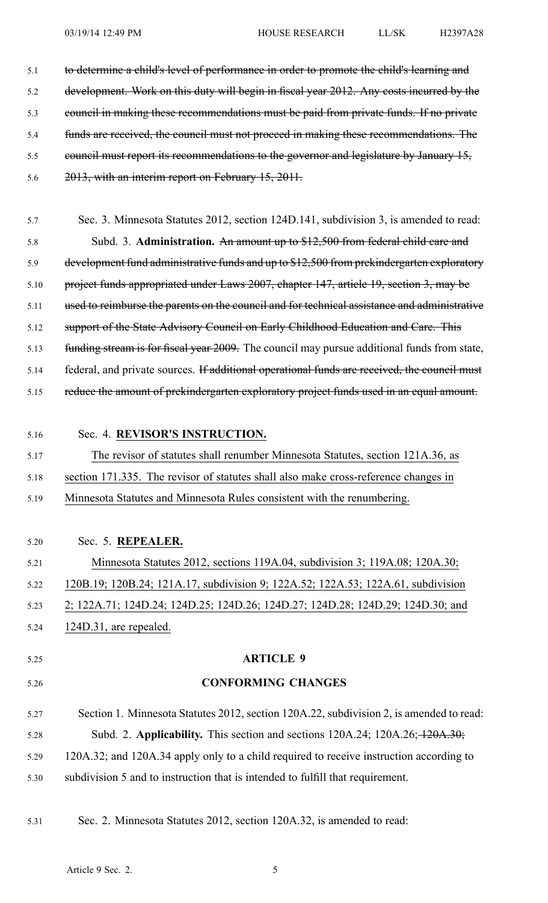~~to determine a child's level of performance in order to promote the child's learning and development. Work on this duty will begin in fiscal year 2012. Any costs incurred by the council in making these recommendations must be paid from private funds. If no private funds are received, the council must not proceed in making these recommendations. The council must report its recommendations to the governor and legislature by January 15, 2013, with an interim report on February 15, 2011.~~

Sec. 3. Minnesota Statutes 2012, section 124D.141, subdivision 3, is amended to read:

Subd. 3. **Administration.** ~~An amount up to $12,500 from federal child care and development fund administrative funds and up to $12,500 from prekindergarten exploratory project funds appropriated under Laws 2007, chapter 147, article 19, section 3, may be used to reimburse the parents on the council and for technical assistance and administrative support of the State Advisory Council on Early Childhood Education and Care. This funding stream is for fiscal year 2009.~~ The council may pursue additional funds from state, federal, and private sources. ~~If additional operational funds are received, the council must reduce the amount of prekindergarten exploratory project funds used in an equal amount.~~

Sec. 4. **REVISOR'S INSTRUCTION.**

The revisor of statutes shall renumber Minnesota Statutes, section 121A.36, as section 171.335. The revisor of statutes shall also make cross-reference changes in Minnesota Statutes and Minnesota Rules consistent with the renumbering.

Sec. 5. **REPEALER.**

Minnesota Statutes 2012, sections 119A.04, subdivision 3; 119A.08; 120A.30; 120B.19; 120B.24; 121A.17, subdivision 9; 122A.52; 122A.53; 122A.61, subdivision 2; 122A.71; 124D.24; 124D.25; 124D.26; 124D.27; 124D.28; 124D.29; 124D.30; and 124D.31, are repealed.

## ARTICLE 9

## CONFORMING CHANGES

Section 1. Minnesota Statutes 2012, section 120A.22, subdivision 2, is amended to read:

Subd. 2. **Applicability.** This section and sections 120A.24; 120A.26; ~~120A.30;~~ 120A.32; and 120A.34 apply only to a child required to receive instruction according to subdivision 5 and to instruction that is intended to fulfill that requirement.

Sec. 2. Minnesota Statutes 2012, section 120A.32, is amended to read: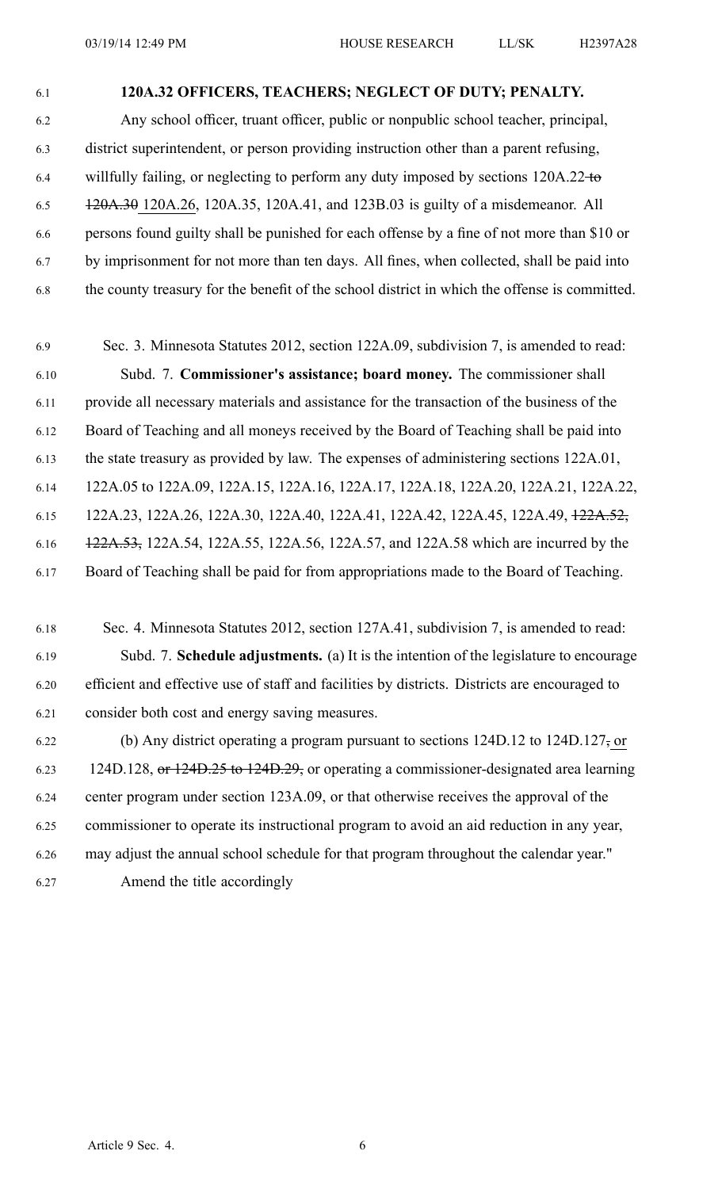**120A.32 OFFICERS, TEACHERS; NEGLECT OF DUTY; PENALTY.**

Any school officer, truant officer, public or nonpublic school teacher, principal, district superintendent, or person providing instruction other than a parent refusing, willfully failing, or neglecting to perform any duty imposed by sections 120A.22 ~~to 120A.30~~ 120A.26, 120A.35, 120A.41, and 123B.03 is guilty of a misdemeanor. All persons found guilty shall be punished for each offense by a fine of not more than $10 or by imprisonment for not more than ten days. All fines, when collected, shall be paid into the county treasury for the benefit of the school district in which the offense is committed.

Sec. 3. Minnesota Statutes 2012, section 122A.09, subdivision 7, is amended to read:

Subd. 7. **Commissioner's assistance; board money.** The commissioner shall provide all necessary materials and assistance for the transaction of the business of the Board of Teaching and all moneys received by the Board of Teaching shall be paid into the state treasury as provided by law. The expenses of administering sections 122A.01, 122A.05 to 122A.09, 122A.15, 122A.16, 122A.17, 122A.18, 122A.20, 122A.21, 122A.22, 122A.23, 122A.26, 122A.30, 122A.40, 122A.41, 122A.42, 122A.45, 122A.49, ~~122A.52, 122A.53,~~ 122A.54, 122A.55, 122A.56, 122A.57, and 122A.58 which are incurred by the Board of Teaching shall be paid for from appropriations made to the Board of Teaching.

Sec. 4. Minnesota Statutes 2012, section 127A.41, subdivision 7, is amended to read:

Subd. 7. **Schedule adjustments.** (a) It is the intention of the legislature to encourage efficient and effective use of staff and facilities by districts. Districts are encouraged to consider both cost and energy saving measures.

(b) Any district operating a program pursuant to sections 124D.12 to 124D.127~~,~~ or 124D.128, ~~or 124D.25 to 124D.29,~~ or operating a commissioner-designated area learning center program under section 123A.09, or that otherwise receives the approval of the commissioner to operate its instructional program to avoid an aid reduction in any year, may adjust the annual school schedule for that program throughout the calendar year."

Amend the title accordingly